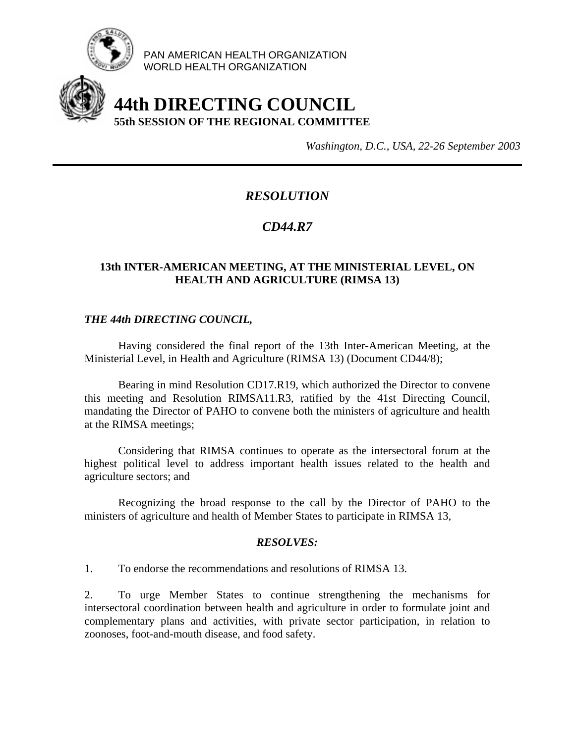PAN AMERICAN HEALTH ORGANIZATION
WORLD HEALTH ORGANIZATION

# 44th DIRECTING COUNCIL

**55th SESSION OF THE REGIONAL COMMITTEE**

*Washington, D.C., USA, 22-26 September 2003*

---

## *RESOLUTION*

## *CD44.R7*

### 13th INTER-AMERICAN MEETING, AT THE MINISTERIAL LEVEL, ON HEALTH AND AGRICULTURE (RIMSA 13)

***THE 44th DIRECTING COUNCIL,***

Having considered the final report of the 13th Inter-American Meeting, at the Ministerial Level, in Health and Agriculture (RIMSA 13) (Document CD44/8);

Bearing in mind Resolution CD17.R19, which authorized the Director to convene this meeting and Resolution RIMSA11.R3, ratified by the 41st Directing Council, mandating the Director of PAHO to convene both the ministers of agriculture and health at the RIMSA meetings;

Considering that RIMSA continues to operate as the intersectoral forum at the highest political level to address important health issues related to the health and agriculture sectors; and

Recognizing the broad response to the call by the Director of PAHO to the ministers of agriculture and health of Member States to participate in RIMSA 13,

***RESOLVES:***

1. To endorse the recommendations and resolutions of RIMSA 13.

2. To urge Member States to continue strengthening the mechanisms for intersectoral coordination between health and agriculture in order to formulate joint and complementary plans and activities, with private sector participation, in relation to zoonoses, foot-and-mouth disease, and food safety.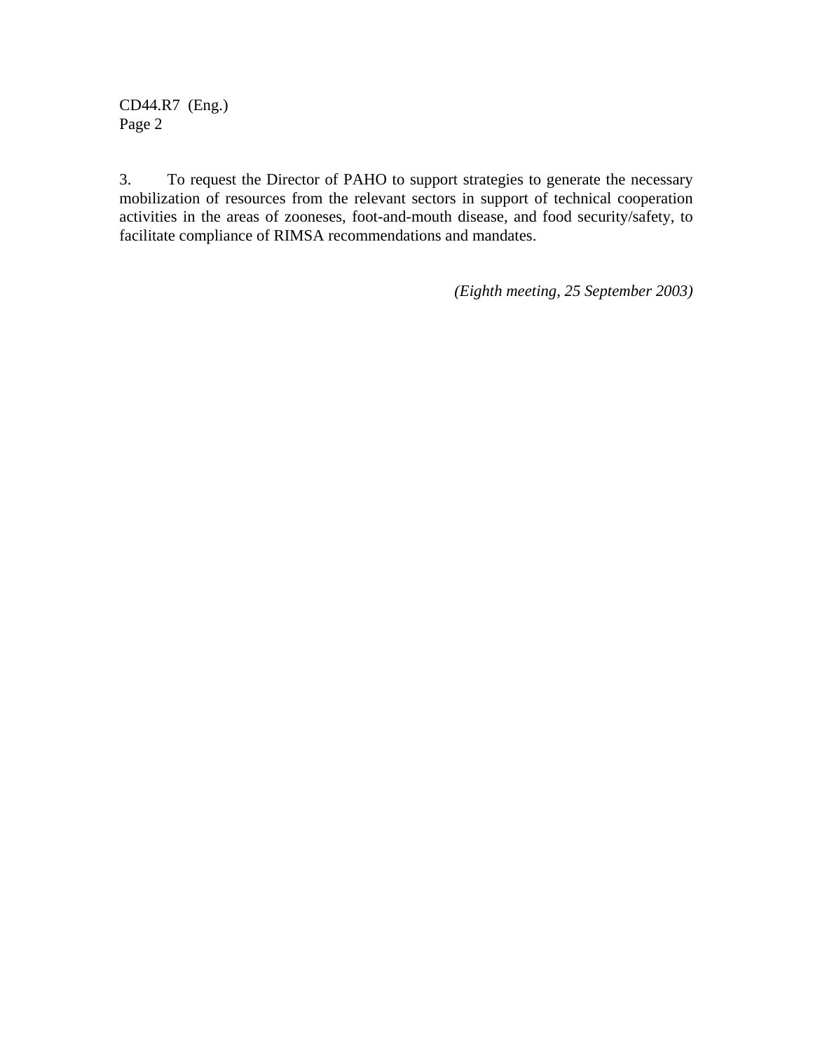3. To request the Director of PAHO to support strategies to generate the necessary mobilization of resources from the relevant sectors in support of technical cooperation activities in the areas of zooneses, foot-and-mouth disease, and food security/safety, to facilitate compliance of RIMSA recommendations and mandates.

*(Eighth meeting, 25 September 2003)*